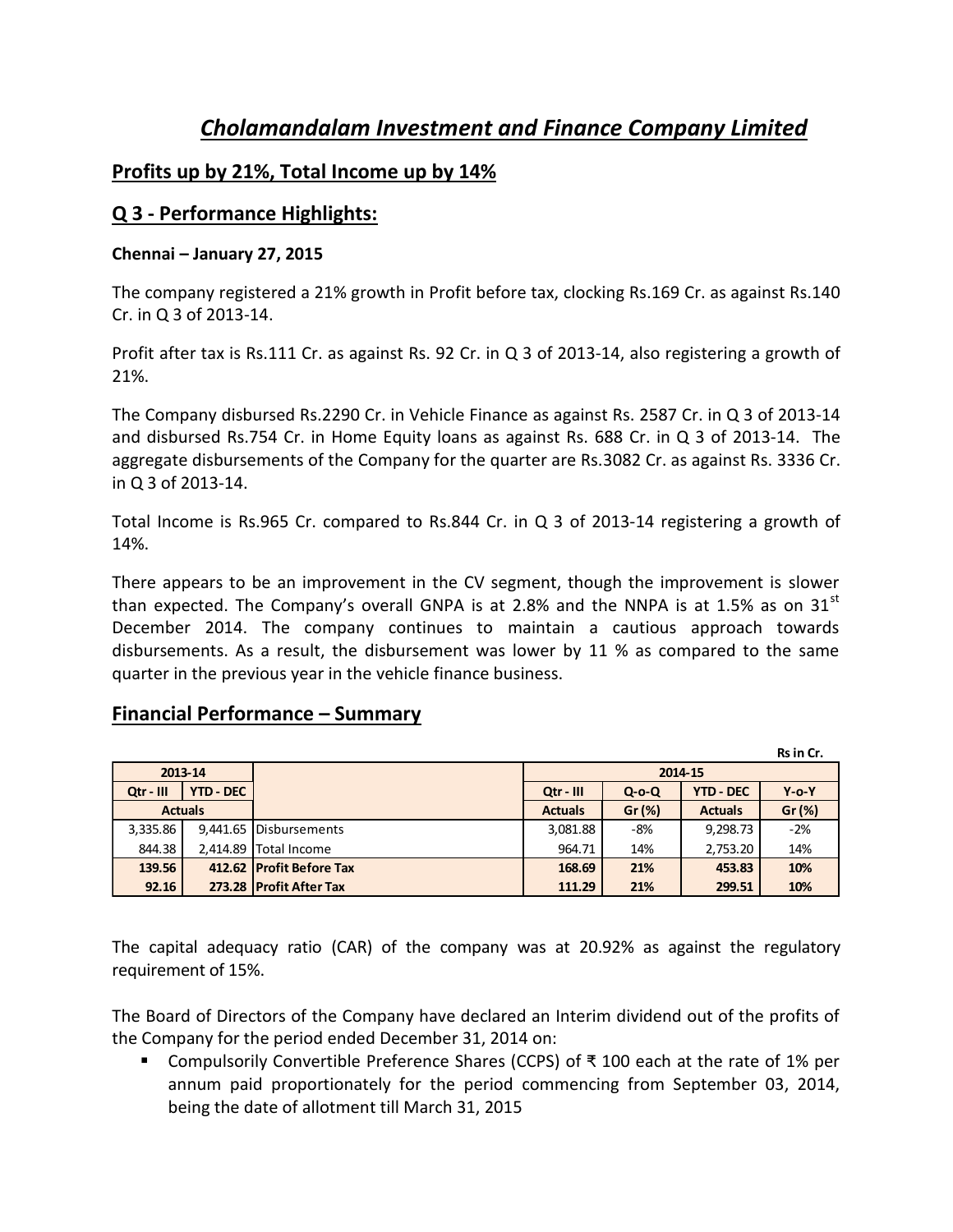# *Cholamandalam Investment and Finance Company Limited*

## Profits up by 21%, Total Income up by 14%

## Q 3 - Performance Highlights:

**Chennai – January 27, 2015**

The company registered a 21% growth in Profit before tax, clocking Rs.169 Cr. as against Rs.140 Cr. in Q 3 of 2013-14.

Profit after tax is Rs.111 Cr. as against Rs. 92 Cr. in Q 3 of 2013-14, also registering a growth of 21%.

The Company disbursed Rs.2290 Cr. in Vehicle Finance as against Rs. 2587 Cr. in Q 3 of 2013-14 and disbursed Rs.754 Cr. in Home Equity loans as against Rs. 688 Cr. in Q 3 of 2013-14. The aggregate disbursements of the Company for the quarter are Rs.3082 Cr. as against Rs. 3336 Cr. in Q 3 of 2013-14.

Total Income is Rs.965 Cr. compared to Rs.844 Cr. in Q 3 of 2013-14 registering a growth of 14%.

There appears to be an improvement in the CV segment, though the improvement is slower than expected. The Company's overall GNPA is at 2.8% and the NNPA is at 1.5% as on 31st December 2014. The company continues to maintain a cautious approach towards disbursements. As a result, the disbursement was lower by 11 % as compared to the same quarter in the previous year in the vehicle finance business.

## Financial Performance – Summary

Rs in Cr.

| 2013-14 | | | 2014-15 | | | |
|---|---|---|---|---|---|---|
| Qtr - III | YTD - DEC | | Qtr - III | Q-o-Q | YTD - DEC | Y-o-Y |
| Actuals | | | Actuals | Gr (%) | Actuals | Gr (%) |
| 3,335.86 | 9,441.65 | Disbursements | 3,081.88 | -8% | 9,298.73 | -2% |
| 844.38 | 2,414.89 | Total Income | 964.71 | 14% | 2,753.20 | 14% |
| **139.56** | **412.62** | **Profit Before Tax** | **168.69** | **21%** | **453.83** | **10%** |
| **92.16** | **273.28** | **Profit After Tax** | **111.29** | **21%** | **299.51** | **10%** |

The capital adequacy ratio (CAR) of the company was at 20.92% as against the regulatory requirement of 15%.

The Board of Directors of the Company have declared an Interim dividend out of the profits of the Company for the period ended December 31, 2014 on:

- Compulsorily Convertible Preference Shares (CCPS) of ₹ 100 each at the rate of 1% per annum paid proportionately for the period commencing from September 03, 2014, being the date of allotment till March 31, 2015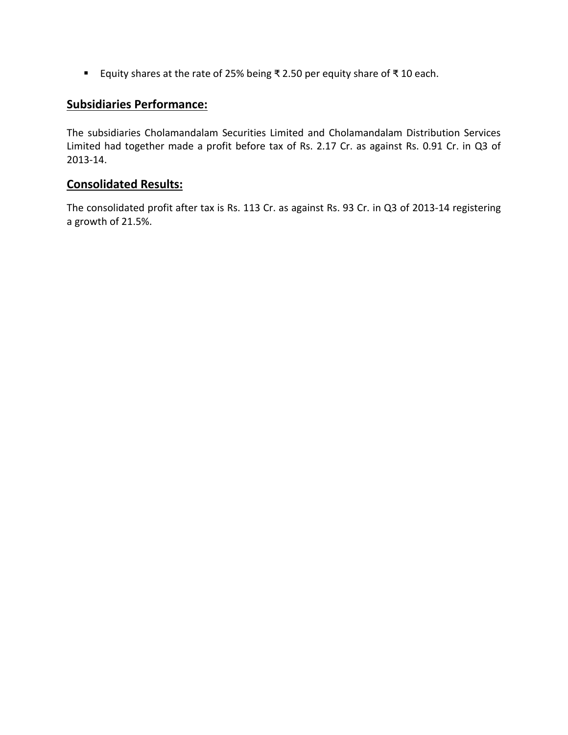- Equity shares at the rate of 25% being ₹ 2.50 per equity share of ₹ 10 each.

## Subsidiaries Performance:

The subsidiaries Cholamandalam Securities Limited and Cholamandalam Distribution Services Limited had together made a profit before tax of Rs. 2.17 Cr. as against Rs. 0.91 Cr. in Q3 of 2013-14.

## Consolidated Results:

The consolidated profit after tax is Rs. 113 Cr. as against Rs. 93 Cr. in Q3 of 2013-14 registering a growth of 21.5%.